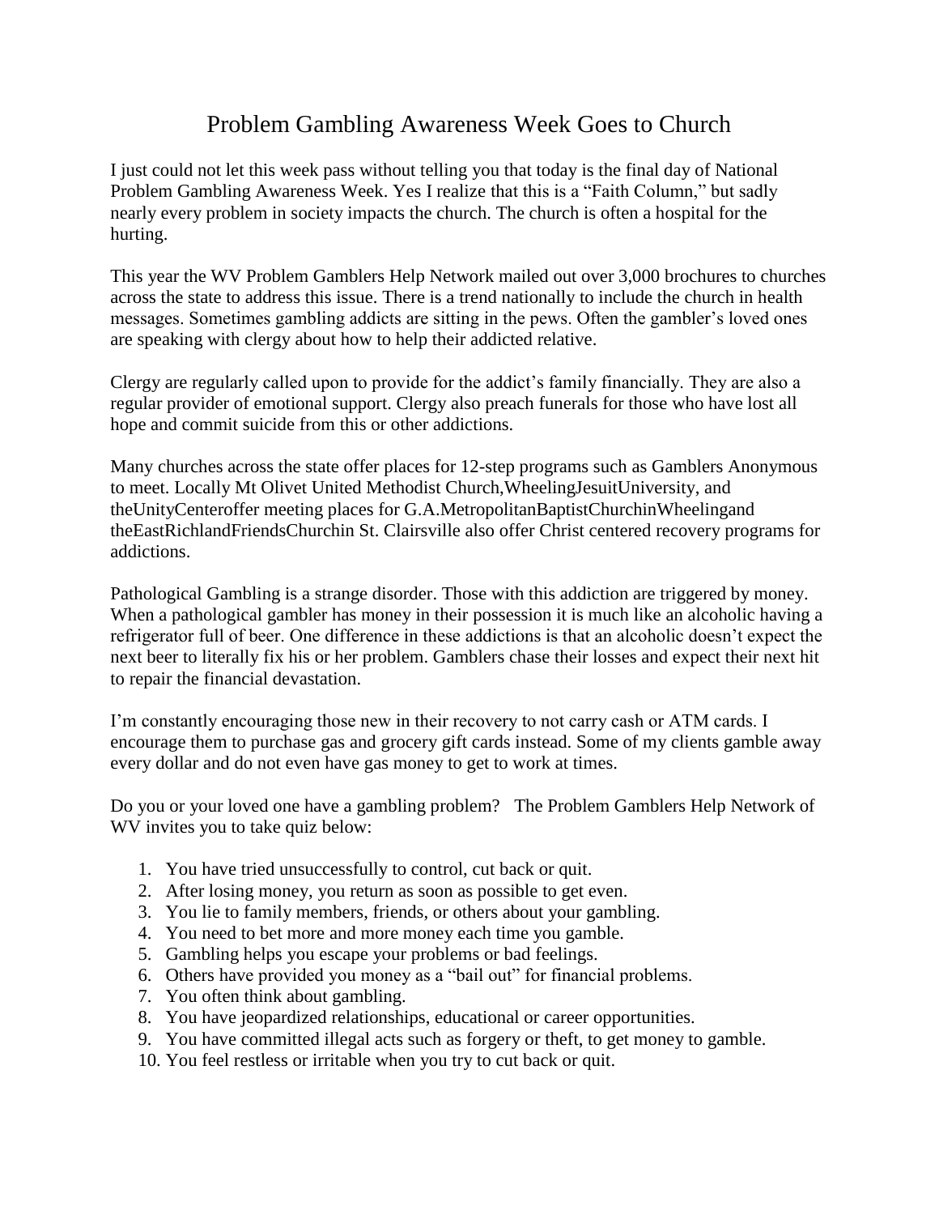# Problem Gambling Awareness Week Goes to Church

I just could not let this week pass without telling you that today is the final day of National Problem Gambling Awareness Week. Yes I realize that this is a "Faith Column," but sadly nearly every problem in society impacts the church. The church is often a hospital for the hurting.

This year the WV Problem Gamblers Help Network mailed out over 3,000 brochures to churches across the state to address this issue. There is a trend nationally to include the church in health messages. Sometimes gambling addicts are sitting in the pews. Often the gambler's loved ones are speaking with clergy about how to help their addicted relative.

Clergy are regularly called upon to provide for the addict's family financially. They are also a regular provider of emotional support. Clergy also preach funerals for those who have lost all hope and commit suicide from this or other addictions.

Many churches across the state offer places for 12-step programs such as Gamblers Anonymous to meet. Locally Mt Olivet United Methodist Church,WheelingJesuitUniversity, and theUnityCenteroffer meeting places for G.A.MetropolitanBaptistChurchinWheelingand theEastRichlandFriendsChurchin St. Clairsville also offer Christ centered recovery programs for addictions.

Pathological Gambling is a strange disorder. Those with this addiction are triggered by money. When a pathological gambler has money in their possession it is much like an alcoholic having a refrigerator full of beer. One difference in these addictions is that an alcoholic doesn't expect the next beer to literally fix his or her problem. Gamblers chase their losses and expect their next hit to repair the financial devastation.

I'm constantly encouraging those new in their recovery to not carry cash or ATM cards. I encourage them to purchase gas and grocery gift cards instead. Some of my clients gamble away every dollar and do not even have gas money to get to work at times.

Do you or your loved one have a gambling problem? The Problem Gamblers Help Network of WV invites you to take quiz below:

1. You have tried unsuccessfully to control, cut back or quit.
2. After losing money, you return as soon as possible to get even.
3. You lie to family members, friends, or others about your gambling.
4. You need to bet more and more money each time you gamble.
5. Gambling helps you escape your problems or bad feelings.
6. Others have provided you money as a "bail out" for financial problems.
7. You often think about gambling.
8. You have jeopardized relationships, educational or career opportunities.
9. You have committed illegal acts such as forgery or theft, to get money to gamble.
10. You feel restless or irritable when you try to cut back or quit.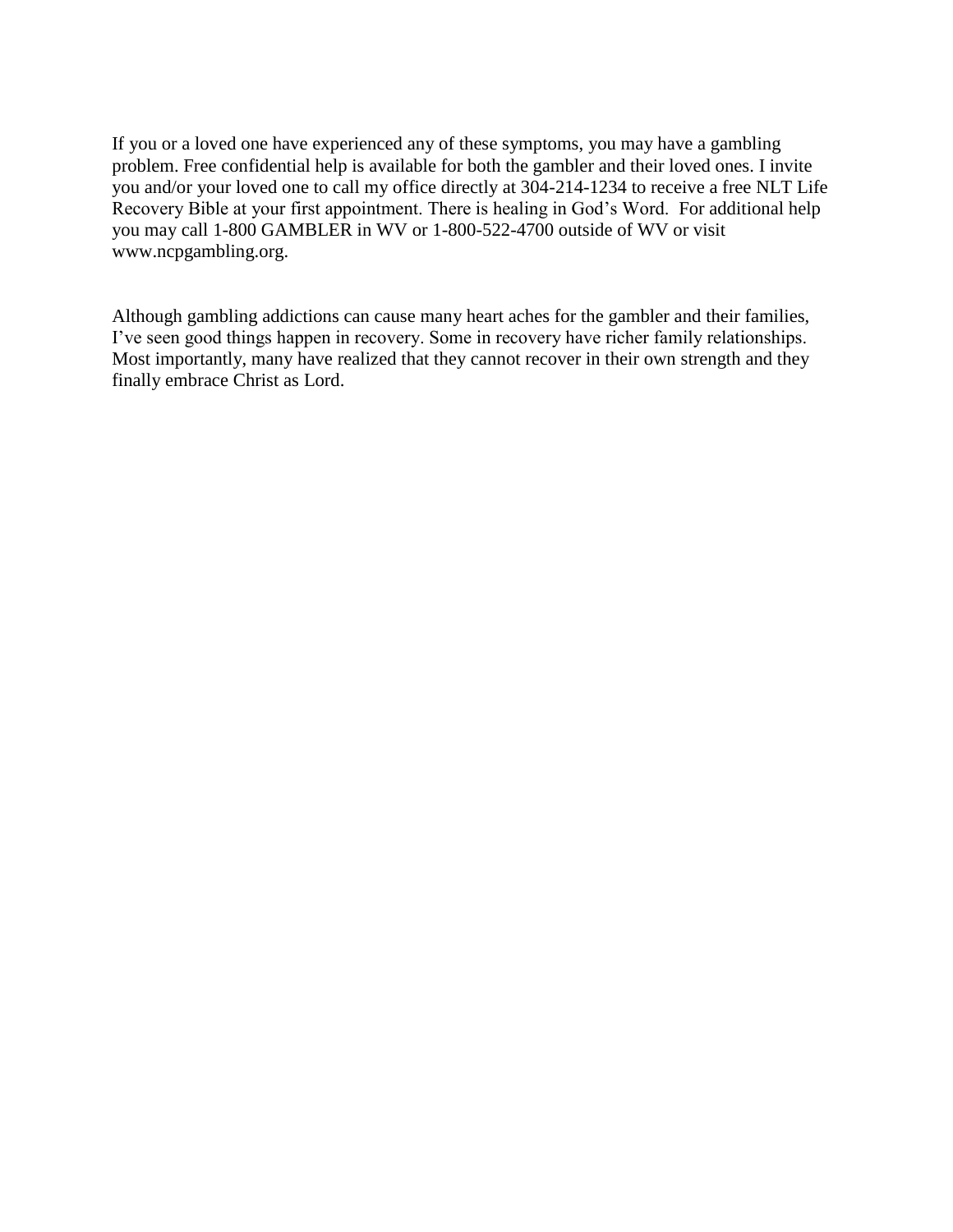If you or a loved one have experienced any of these symptoms, you may have a gambling problem. Free confidential help is available for both the gambler and their loved ones. I invite you and/or your loved one to call my office directly at 304-214-1234 to receive a free NLT Life Recovery Bible at your first appointment. There is healing in God's Word. For additional help you may call 1-800 GAMBLER in WV or 1-800-522-4700 outside of WV or visit www.ncpgambling.org.

Although gambling addictions can cause many heart aches for the gambler and their families, I've seen good things happen in recovery. Some in recovery have richer family relationships. Most importantly, many have realized that they cannot recover in their own strength and they finally embrace Christ as Lord.